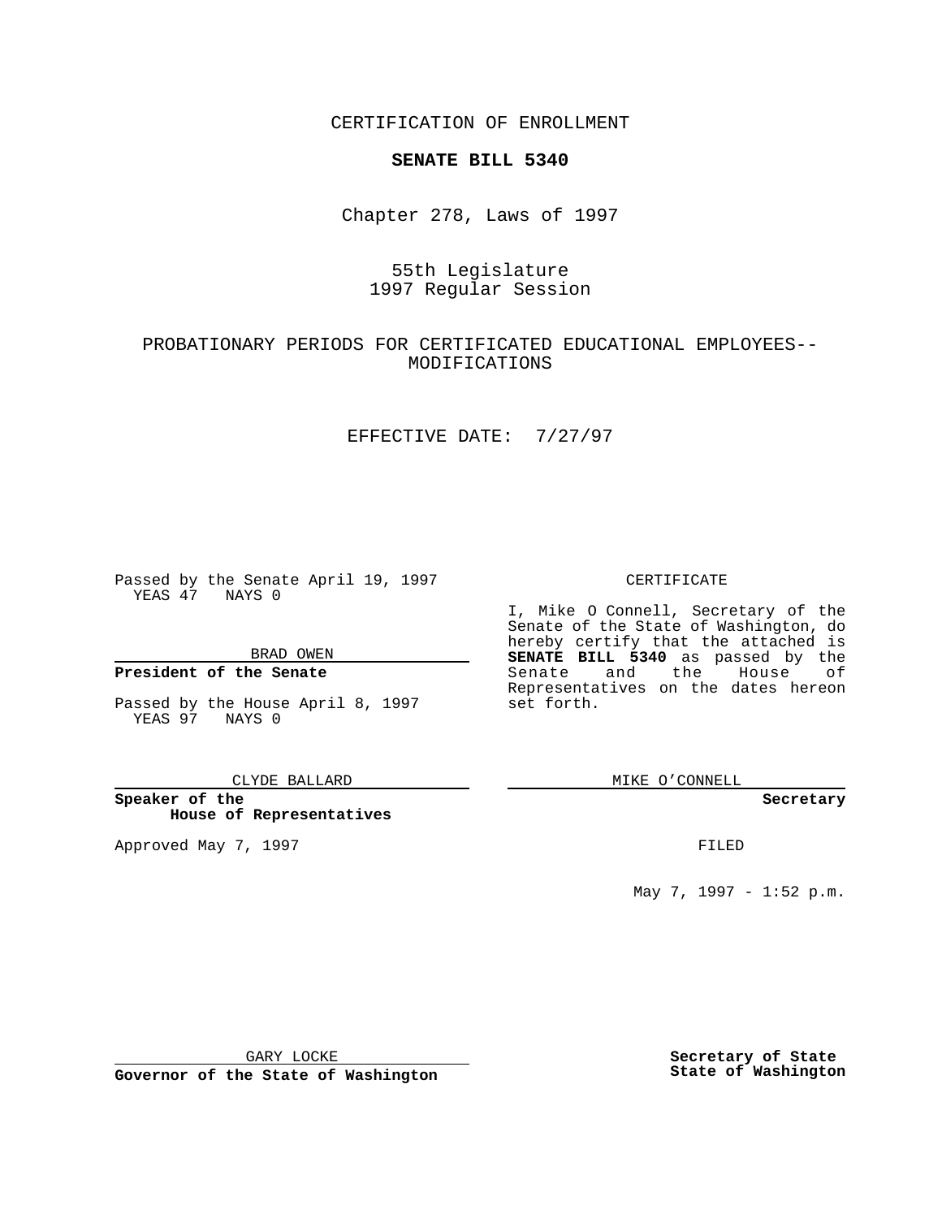CERTIFICATION OF ENROLLMENT

**SENATE BILL 5340**

Chapter 278, Laws of 1997

55th Legislature
1997 Regular Session

PROBATIONARY PERIODS FOR CERTIFICATED EDUCATIONAL EMPLOYEES--MODIFICATIONS

EFFECTIVE DATE: 7/27/97

Passed by the Senate April 19, 1997
YEAS 47 NAYS 0

BRAD OWEN

**President of the Senate**

Passed by the House April 8, 1997
YEAS 97 NAYS 0

CLYDE BALLARD

**Speaker of the House of Representatives**

Approved May 7, 1997

GARY LOCKE

**Governor of the State of Washington**

CERTIFICATE

I, Mike O Connell, Secretary of the Senate of the State of Washington, do hereby certify that the attached is **SENATE BILL 5340** as passed by the Senate and the House of Representatives on the dates hereon set forth.

MIKE O'CONNELL

**Secretary**

FILED

May 7, 1997 - 1:52 p.m.

**Secretary of State**
**State of Washington**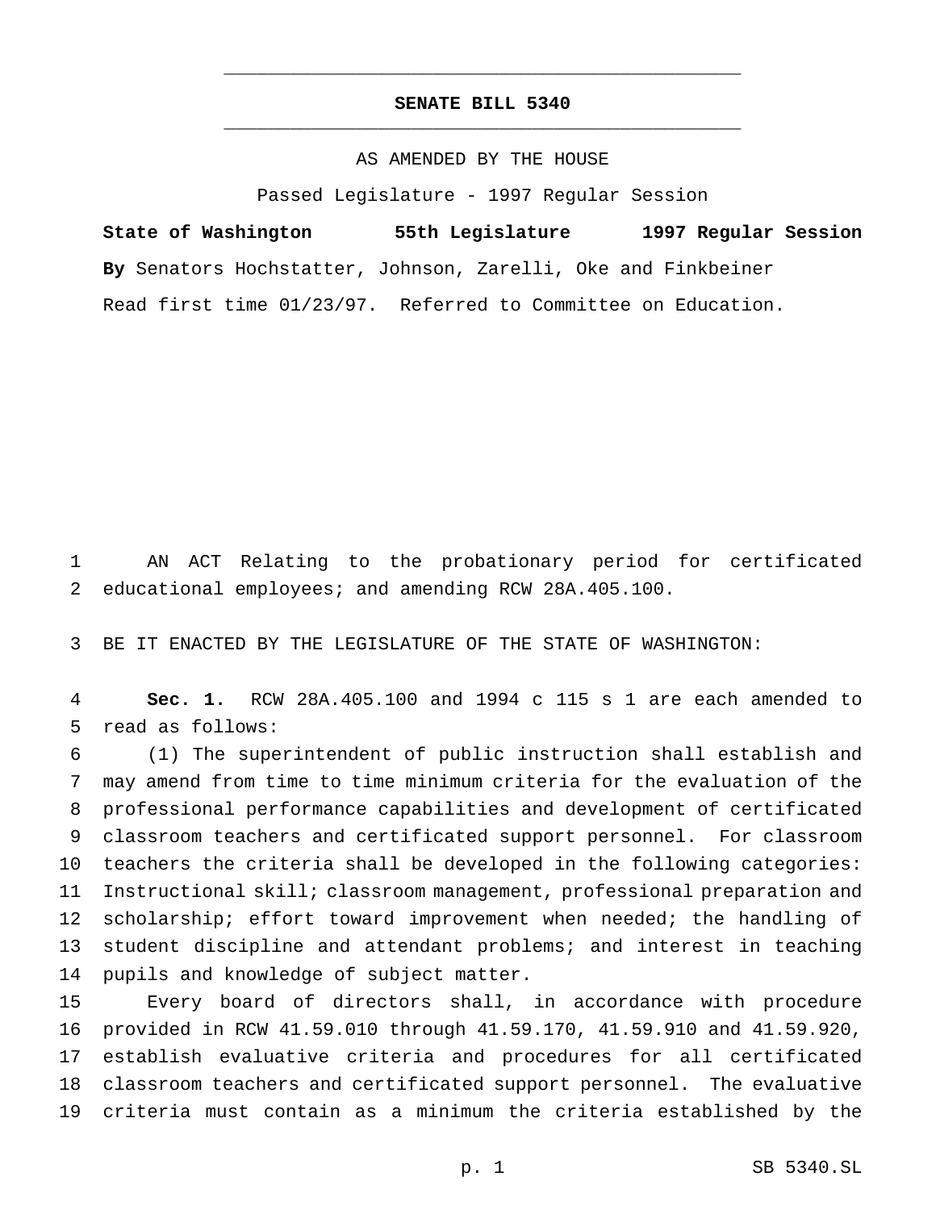# SENATE BILL 5340

AS AMENDED BY THE HOUSE

Passed Legislature - 1997 Regular Session

**State of Washington 55th Legislature 1997 Regular Session**

**By** Senators Hochstatter, Johnson, Zarelli, Oke and Finkbeiner

Read first time 01/23/97. Referred to Committee on Education.

AN ACT Relating to the probationary period for certificated educational employees; and amending RCW 28A.405.100.

BE IT ENACTED BY THE LEGISLATURE OF THE STATE OF WASHINGTON:

**Sec. 1.** RCW 28A.405.100 and 1994 c 115 s 1 are each amended to read as follows:

(1) The superintendent of public instruction shall establish and may amend from time to time minimum criteria for the evaluation of the professional performance capabilities and development of certificated classroom teachers and certificated support personnel. For classroom teachers the criteria shall be developed in the following categories: Instructional skill; classroom management, professional preparation and scholarship; effort toward improvement when needed; the handling of student discipline and attendant problems; and interest in teaching pupils and knowledge of subject matter.

Every board of directors shall, in accordance with procedure provided in RCW 41.59.010 through 41.59.170, 41.59.910 and 41.59.920, establish evaluative criteria and procedures for all certificated classroom teachers and certificated support personnel. The evaluative criteria must contain as a minimum the criteria established by the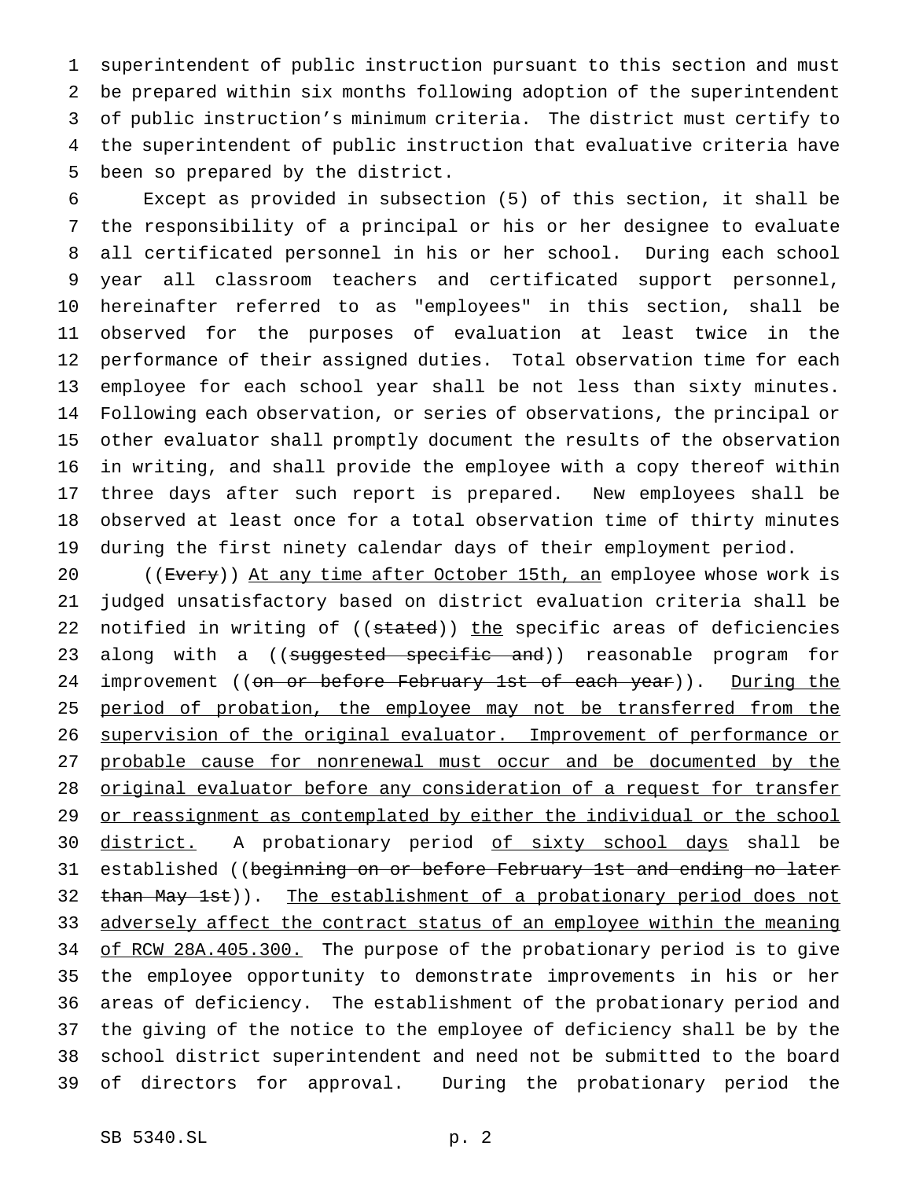superintendent of public instruction pursuant to this section and must be prepared within six months following adoption of the superintendent of public instruction's minimum criteria. The district must certify to the superintendent of public instruction that evaluative criteria have been so prepared by the district.

Except as provided in subsection (5) of this section, it shall be the responsibility of a principal or his or her designee to evaluate all certificated personnel in his or her school. During each school year all classroom teachers and certificated support personnel, hereinafter referred to as "employees" in this section, shall be observed for the purposes of evaluation at least twice in the performance of their assigned duties. Total observation time for each employee for each school year shall be not less than sixty minutes. Following each observation, or series of observations, the principal or other evaluator shall promptly document the results of the observation in writing, and shall provide the employee with a copy thereof within three days after such report is prepared. New employees shall be observed at least once for a total observation time of thirty minutes during the first ninety calendar days of their employment period.

((~~Every~~)) <u>At any time after October 15th, an</u> employee whose work is judged unsatisfactory based on district evaluation criteria shall be notified in writing of ((~~stated~~)) <u>the</u> specific areas of deficiencies along with a ((~~suggested specific and~~)) reasonable program for improvement ((~~on or before February 1st of each year~~)). <u>During the period of probation, the employee may not be transferred from the supervision of the original evaluator. Improvement of performance or probable cause for nonrenewal must occur and be documented by the original evaluator before any consideration of a request for transfer or reassignment as contemplated by either the individual or the school district.</u> A probationary period <u>of sixty school days</u> shall be established ((~~beginning on or before February 1st and ending no later than May 1st~~)). <u>The establishment of a probationary period does not adversely affect the contract status of an employee within the meaning of RCW 28A.405.300.</u> The purpose of the probationary period is to give the employee opportunity to demonstrate improvements in his or her areas of deficiency. The establishment of the probationary period and the giving of the notice to the employee of deficiency shall be by the school district superintendent and need not be submitted to the board of directors for approval. During the probationary period the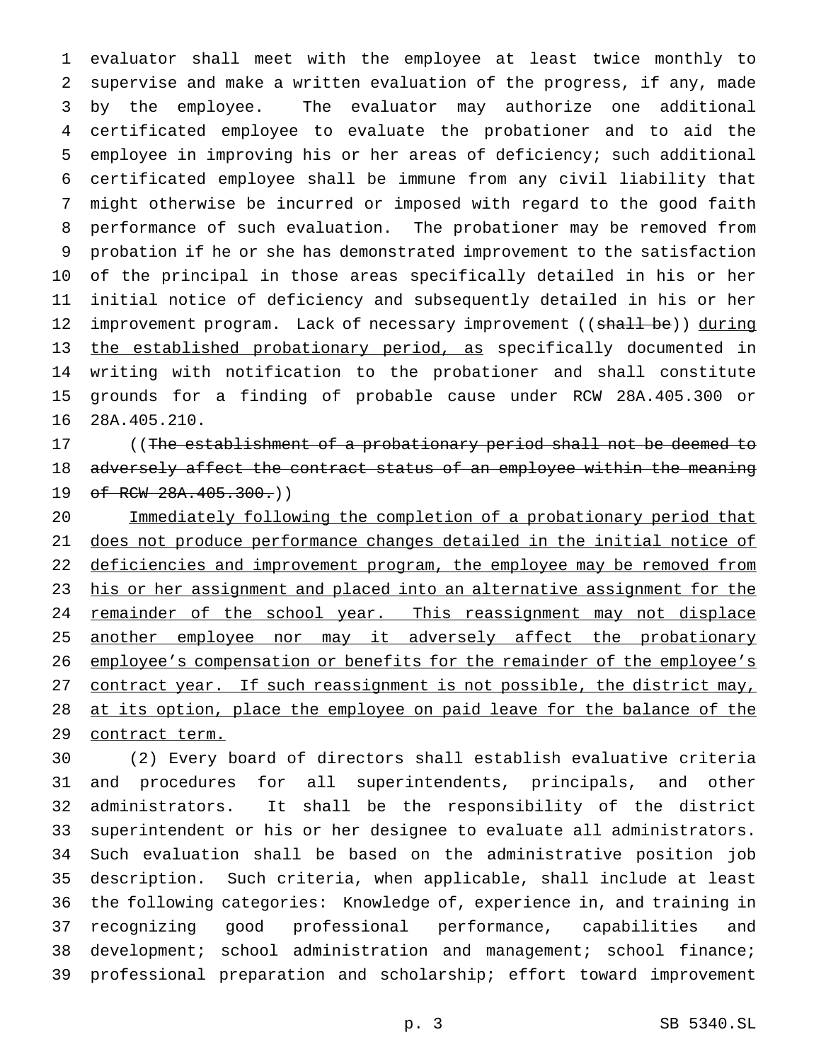evaluator shall meet with the employee at least twice monthly to supervise and make a written evaluation of the progress, if any, made by the employee. The evaluator may authorize one additional certificated employee to evaluate the probationer and to aid the employee in improving his or her areas of deficiency; such additional certificated employee shall be immune from any civil liability that might otherwise be incurred or imposed with regard to the good faith performance of such evaluation. The probationer may be removed from probation if he or she has demonstrated improvement to the satisfaction of the principal in those areas specifically detailed in his or her initial notice of deficiency and subsequently detailed in his or her improvement program. Lack of necessary improvement ((~~shall be~~)) <u>during the established probationary period, as</u> specifically documented in writing with notification to the probationer and shall constitute grounds for a finding of probable cause under RCW 28A.405.300 or 28A.405.210.

((~~The establishment of a probationary period shall not be deemed to adversely affect the contract status of an employee within the meaning of RCW 28A.405.300.~~))

<u>Immediately following the completion of a probationary period that does not produce performance changes detailed in the initial notice of deficiencies and improvement program, the employee may be removed from his or her assignment and placed into an alternative assignment for the remainder of the school year. This reassignment may not displace another employee nor may it adversely affect the probationary employee's compensation or benefits for the remainder of the employee's contract year. If such reassignment is not possible, the district may, at its option, place the employee on paid leave for the balance of the contract term.</u>

(2) Every board of directors shall establish evaluative criteria and procedures for all superintendents, principals, and other administrators. It shall be the responsibility of the district superintendent or his or her designee to evaluate all administrators. Such evaluation shall be based on the administrative position job description. Such criteria, when applicable, shall include at least the following categories: Knowledge of, experience in, and training in recognizing good professional performance, capabilities and development; school administration and management; school finance; professional preparation and scholarship; effort toward improvement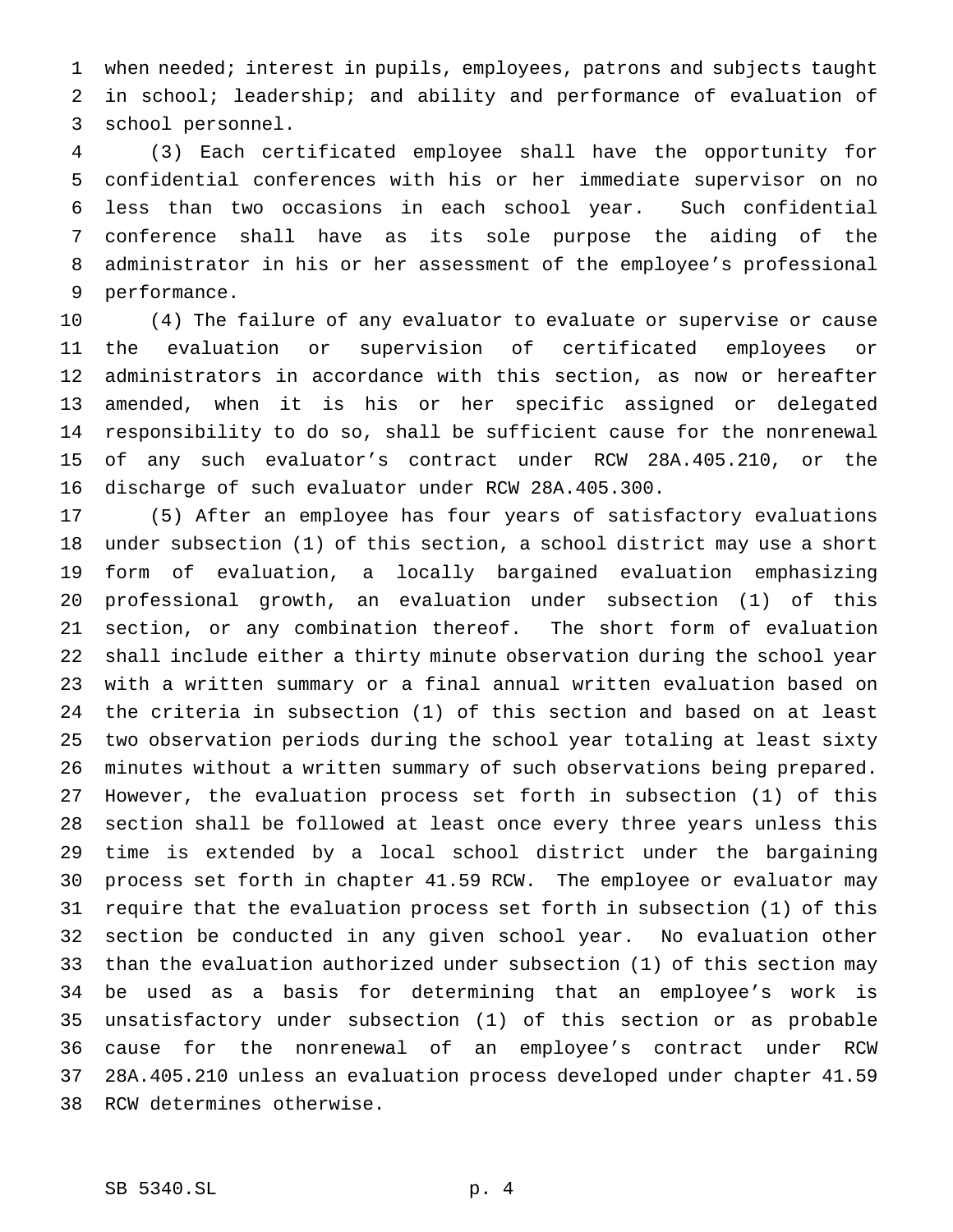when needed; interest in pupils, employees, patrons and subjects taught in school; leadership; and ability and performance of evaluation of school personnel.

(3) Each certificated employee shall have the opportunity for confidential conferences with his or her immediate supervisor on no less than two occasions in each school year. Such confidential conference shall have as its sole purpose the aiding of the administrator in his or her assessment of the employee's professional performance.

(4) The failure of any evaluator to evaluate or supervise or cause the evaluation or supervision of certificated employees or administrators in accordance with this section, as now or hereafter amended, when it is his or her specific assigned or delegated responsibility to do so, shall be sufficient cause for the nonrenewal of any such evaluator's contract under RCW 28A.405.210, or the discharge of such evaluator under RCW 28A.405.300.

(5) After an employee has four years of satisfactory evaluations under subsection (1) of this section, a school district may use a short form of evaluation, a locally bargained evaluation emphasizing professional growth, an evaluation under subsection (1) of this section, or any combination thereof. The short form of evaluation shall include either a thirty minute observation during the school year with a written summary or a final annual written evaluation based on the criteria in subsection (1) of this section and based on at least two observation periods during the school year totaling at least sixty minutes without a written summary of such observations being prepared. However, the evaluation process set forth in subsection (1) of this section shall be followed at least once every three years unless this time is extended by a local school district under the bargaining process set forth in chapter 41.59 RCW. The employee or evaluator may require that the evaluation process set forth in subsection (1) of this section be conducted in any given school year. No evaluation other than the evaluation authorized under subsection (1) of this section may be used as a basis for determining that an employee's work is unsatisfactory under subsection (1) of this section or as probable cause for the nonrenewal of an employee's contract under RCW 28A.405.210 unless an evaluation process developed under chapter 41.59 RCW determines otherwise.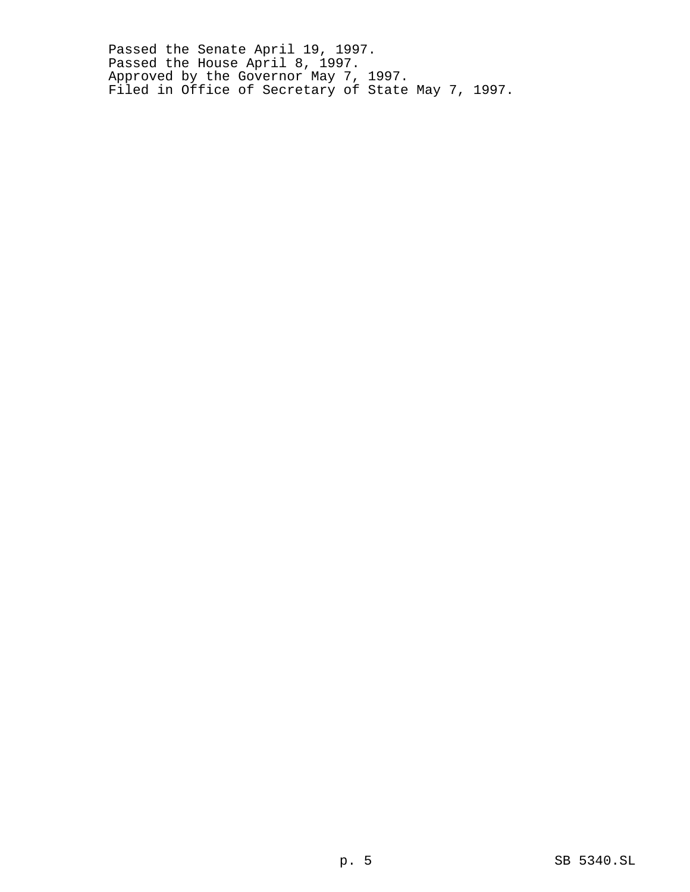Passed the Senate April 19, 1997.
Passed the House April 8, 1997.
Approved by the Governor May 7, 1997.
Filed in Office of Secretary of State May 7, 1997.